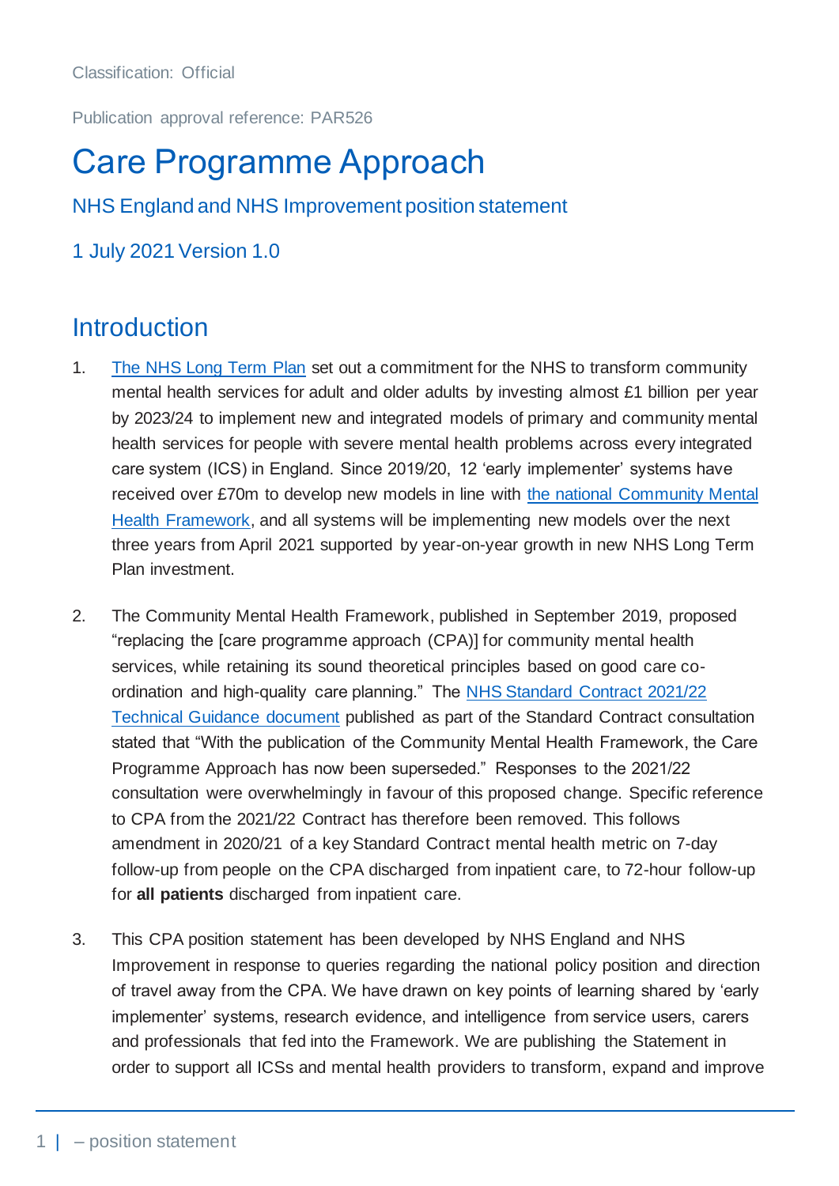Classification: Official

Publication approval reference: PAR526

# Care Programme Approach

NHS England and NHS Improvement position statement

1 July 2021 Version 1.0

## Introduction

1. The NHS Long Term Plan set out a commitment for the NHS to transform community mental health services for adult and older adults by investing almost £1 billion per year by 2023/24 to implement new and integrated models of primary and community mental health services for people with severe mental health problems across every integrated care system (ICS) in England. Since 2019/20, 12 'early implementer' systems have received over £70m to develop new models in line with the national Community Mental Health Framework, and all systems will be implementing new models over the next three years from April 2021 supported by year-on-year growth in new NHS Long Term Plan investment.

2. The Community Mental Health Framework, published in September 2019, proposed "replacing the [care programme approach (CPA)] for community mental health services, while retaining its sound theoretical principles based on good care co-ordination and high-quality care planning." The NHS Standard Contract 2021/22 Technical Guidance document published as part of the Standard Contract consultation stated that "With the publication of the Community Mental Health Framework, the Care Programme Approach has now been superseded." Responses to the 2021/22 consultation were overwhelmingly in favour of this proposed change. Specific reference to CPA from the 2021/22 Contract has therefore been removed. This follows amendment in 2020/21 of a key Standard Contract mental health metric on 7-day follow-up from people on the CPA discharged from inpatient care, to 72-hour follow-up for **all patients** discharged from inpatient care.

3. This CPA position statement has been developed by NHS England and NHS Improvement in response to queries regarding the national policy position and direction of travel away from the CPA. We have drawn on key points of learning shared by 'early implementer' systems, research evidence, and intelligence from service users, carers and professionals that fed into the Framework. We are publishing the Statement in order to support all ICSs and mental health providers to transform, expand and improve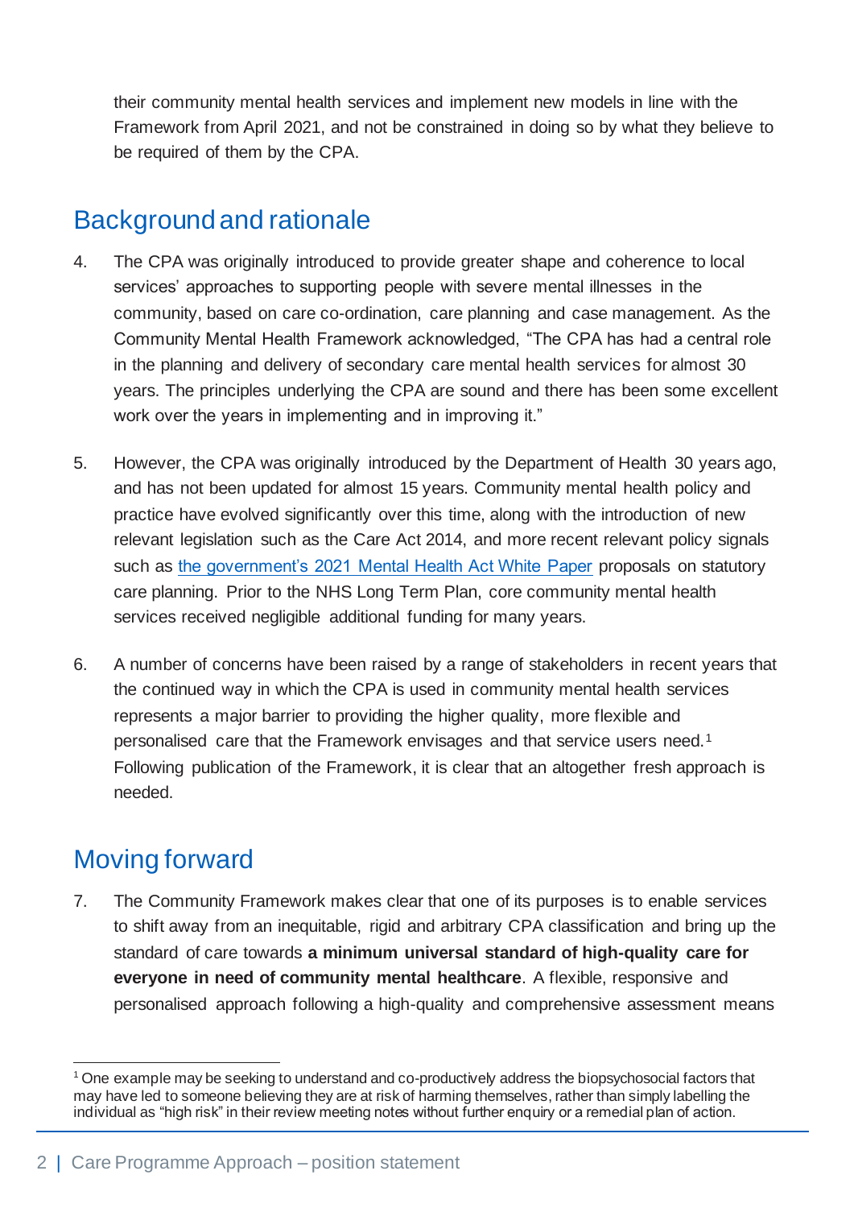their community mental health services and implement new models in line with the Framework from April 2021, and not be constrained in doing so by what they believe to be required of them by the CPA.

## Background and rationale

4. The CPA was originally introduced to provide greater shape and coherence to local services' approaches to supporting people with severe mental illnesses in the community, based on care co-ordination, care planning and case management. As the Community Mental Health Framework acknowledged, "The CPA has had a central role in the planning and delivery of secondary care mental health services for almost 30 years. The principles underlying the CPA are sound and there has been some excellent work over the years in implementing and in improving it."

5. However, the CPA was originally introduced by the Department of Health 30 years ago, and has not been updated for almost 15 years. Community mental health policy and practice have evolved significantly over this time, along with the introduction of new relevant legislation such as the Care Act 2014, and more recent relevant policy signals such as the government's 2021 Mental Health Act White Paper proposals on statutory care planning. Prior to the NHS Long Term Plan, core community mental health services received negligible additional funding for many years.

6. A number of concerns have been raised by a range of stakeholders in recent years that the continued way in which the CPA is used in community mental health services represents a major barrier to providing the higher quality, more flexible and personalised care that the Framework envisages and that service users need.[1] Following publication of the Framework, it is clear that an altogether fresh approach is needed.

## Moving forward

7. The Community Framework makes clear that one of its purposes is to enable services to shift away from an inequitable, rigid and arbitrary CPA classification and bring up the standard of care towards **a minimum universal standard of high-quality care for everyone in need of community mental healthcare**. A flexible, responsive and personalised approach following a high-quality and comprehensive assessment means

[1] One example may be seeking to understand and co-productively address the biopsychosocial factors that may have led to someone believing they are at risk of harming themselves, rather than simply labelling the individual as "high risk" in their review meeting notes without further enquiry or a remedial plan of action.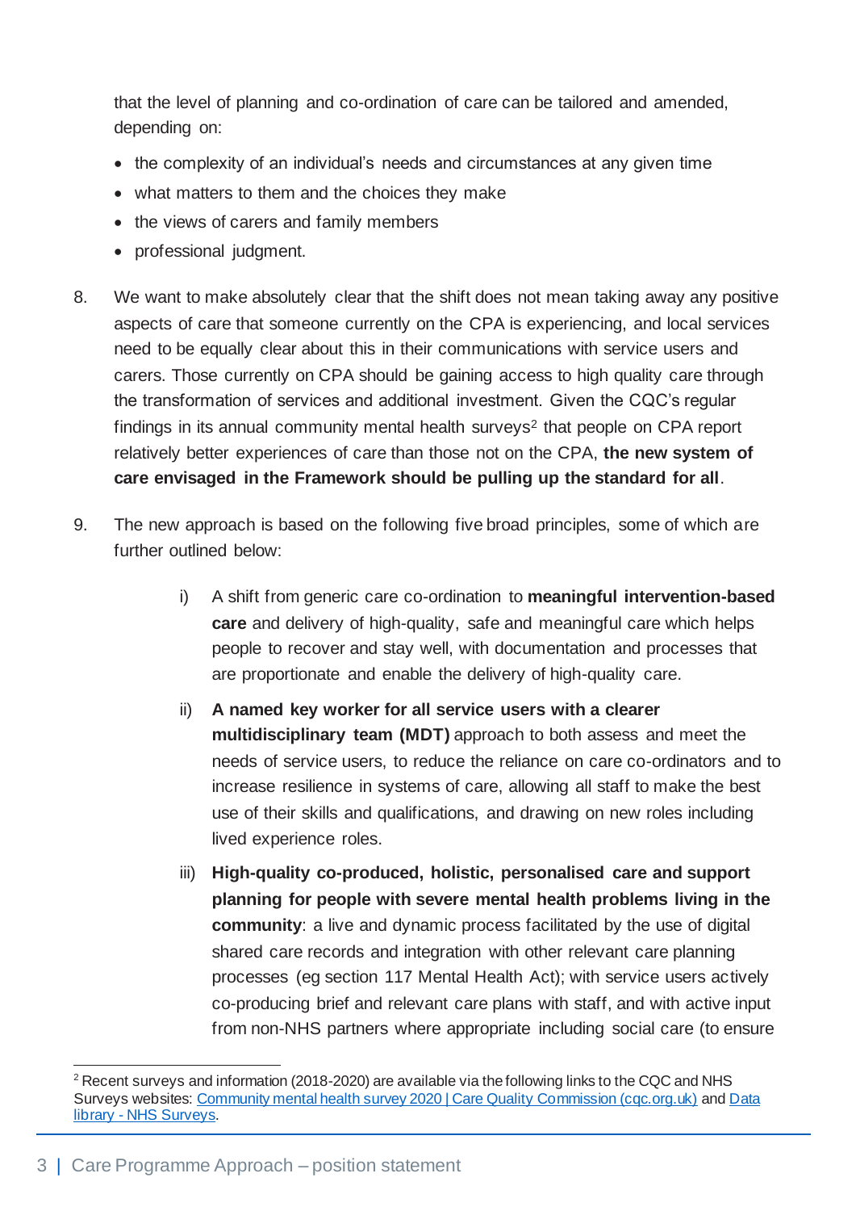that the level of planning and co-ordination of care can be tailored and amended, depending on:

- the complexity of an individual's needs and circumstances at any given time
- what matters to them and the choices they make
- the views of carers and family members
- professional judgment.

8. We want to make absolutely clear that the shift does not mean taking away any positive aspects of care that someone currently on the CPA is experiencing, and local services need to be equally clear about this in their communications with service users and carers. Those currently on CPA should be gaining access to high quality care through the transformation of services and additional investment. Given the CQC's regular findings in its annual community mental health surveys[2] that people on CPA report relatively better experiences of care than those not on the CPA, **the new system of care envisaged in the Framework should be pulling up the standard for all**.

9. The new approach is based on the following five broad principles, some of which are further outlined below:

   i) A shift from generic care co-ordination to **meaningful intervention-based care** and delivery of high-quality, safe and meaningful care which helps people to recover and stay well, with documentation and processes that are proportionate and enable the delivery of high-quality care.

   ii) **A named key worker for all service users with a clearer multidisciplinary team (MDT)** approach to both assess and meet the needs of service users, to reduce the reliance on care co-ordinators and to increase resilience in systems of care, allowing all staff to make the best use of their skills and qualifications, and drawing on new roles including lived experience roles.

   iii) **High-quality co-produced, holistic, personalised care and support planning for people with severe mental health problems living in the community**: a live and dynamic process facilitated by the use of digital shared care records and integration with other relevant care planning processes (eg section 117 Mental Health Act); with service users actively co-producing brief and relevant care plans with staff, and with active input from non-NHS partners where appropriate including social care (to ensure

[2] Recent surveys and information (2018-2020) are available via the following links to the CQC and NHS Surveys websites: [Community mental health survey 2020 | Care Quality Commission (cqc.org.uk)]() and [Data library - NHS Surveys]().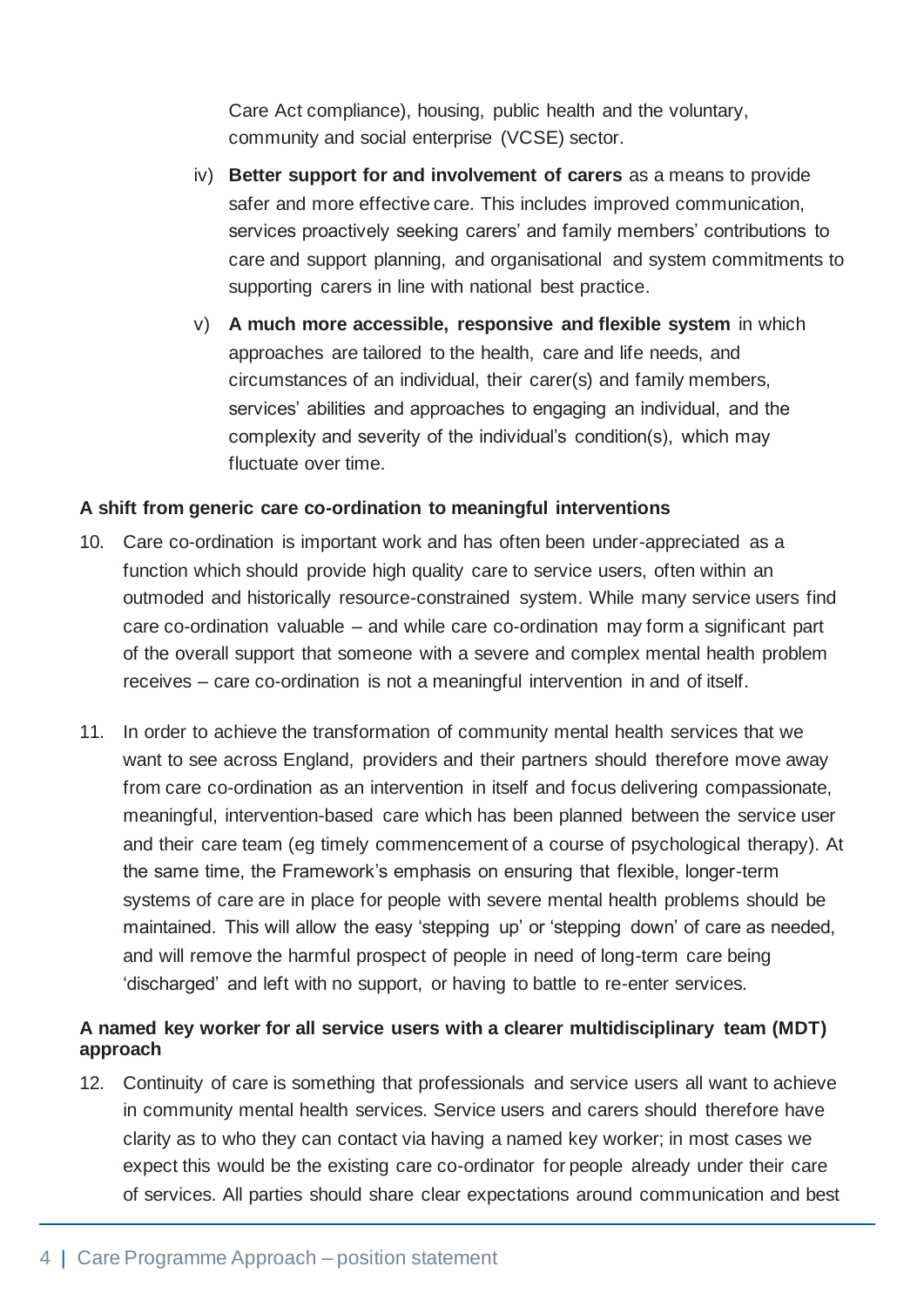Care Act compliance), housing, public health and the voluntary, community and social enterprise (VCSE) sector.

iv) **Better support for and involvement of carers** as a means to provide safer and more effective care. This includes improved communication, services proactively seeking carers' and family members' contributions to care and support planning, and organisational and system commitments to supporting carers in line with national best practice.

v) **A much more accessible, responsive and flexible system** in which approaches are tailored to the health, care and life needs, and circumstances of an individual, their carer(s) and family members, services' abilities and approaches to engaging an individual, and the complexity and severity of the individual's condition(s), which may fluctuate over time.

**A shift from generic care co-ordination to meaningful interventions**

10. Care co-ordination is important work and has often been under-appreciated as a function which should provide high quality care to service users, often within an outmoded and historically resource-constrained system. While many service users find care co-ordination valuable – and while care co-ordination may form a significant part of the overall support that someone with a severe and complex mental health problem receives – care co-ordination is not a meaningful intervention in and of itself.

11. In order to achieve the transformation of community mental health services that we want to see across England, providers and their partners should therefore move away from care co-ordination as an intervention in itself and focus delivering compassionate, meaningful, intervention-based care which has been planned between the service user and their care team (eg timely commencement of a course of psychological therapy). At the same time, the Framework's emphasis on ensuring that flexible, longer-term systems of care are in place for people with severe mental health problems should be maintained. This will allow the easy 'stepping up' or 'stepping down' of care as needed, and will remove the harmful prospect of people in need of long-term care being 'discharged' and left with no support, or having to battle to re-enter services.

**A named key worker for all service users with a clearer multidisciplinary team (MDT) approach**

12. Continuity of care is something that professionals and service users all want to achieve in community mental health services. Service users and carers should therefore have clarity as to who they can contact via having a named key worker; in most cases we expect this would be the existing care co-ordinator for people already under their care of services. All parties should share clear expectations around communication and best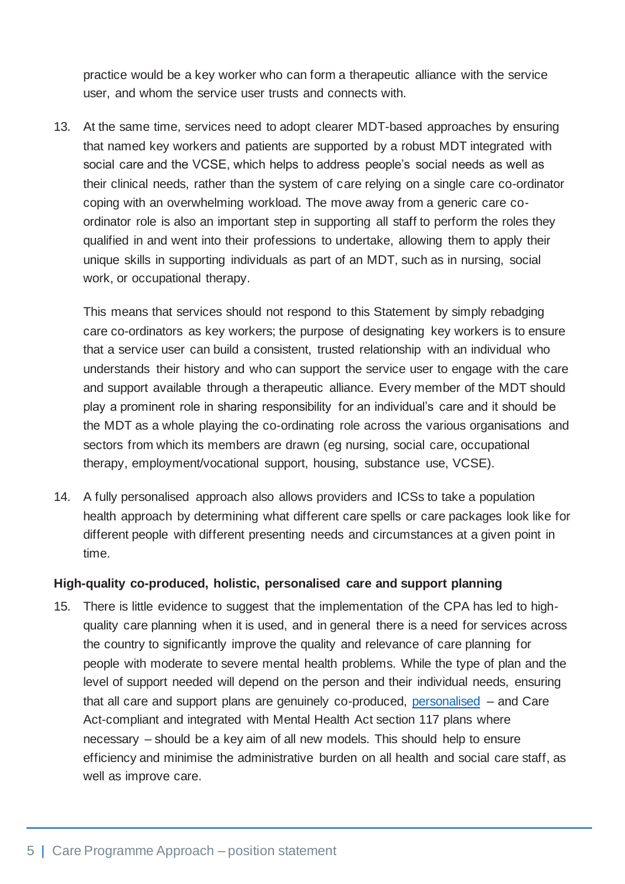practice would be a key worker who can form a therapeutic alliance with the service user, and whom the service user trusts and connects with.

13. At the same time, services need to adopt clearer MDT-based approaches by ensuring that named key workers and patients are supported by a robust MDT integrated with social care and the VCSE, which helps to address people's social needs as well as their clinical needs, rather than the system of care relying on a single care co-ordinator coping with an overwhelming workload. The move away from a generic care co-ordinator role is also an important step in supporting all staff to perform the roles they qualified in and went into their professions to undertake, allowing them to apply their unique skills in supporting individuals as part of an MDT, such as in nursing, social work, or occupational therapy.

    This means that services should not respond to this Statement by simply rebadging care co-ordinators as key workers; the purpose of designating key workers is to ensure that a service user can build a consistent, trusted relationship with an individual who understands their history and who can support the service user to engage with the care and support available through a therapeutic alliance. Every member of the MDT should play a prominent role in sharing responsibility for an individual's care and it should be the MDT as a whole playing the co-ordinating role across the various organisations and sectors from which its members are drawn (eg nursing, social care, occupational therapy, employment/vocational support, housing, substance use, VCSE).

14. A fully personalised approach also allows providers and ICSs to take a population health approach by determining what different care spells or care packages look like for different people with different presenting needs and circumstances at a given point in time.

**High-quality co-produced, holistic, personalised care and support planning**

15. There is little evidence to suggest that the implementation of the CPA has led to high-quality care planning when it is used, and in general there is a need for services across the country to significantly improve the quality and relevance of care planning for people with moderate to severe mental health problems. While the type of plan and the level of support needed will depend on the person and their individual needs, ensuring that all care and support plans are genuinely co-produced, personalised – and Care Act-compliant and integrated with Mental Health Act section 117 plans where necessary – should be a key aim of all new models. This should help to ensure efficiency and minimise the administrative burden on all health and social care staff, as well as improve care.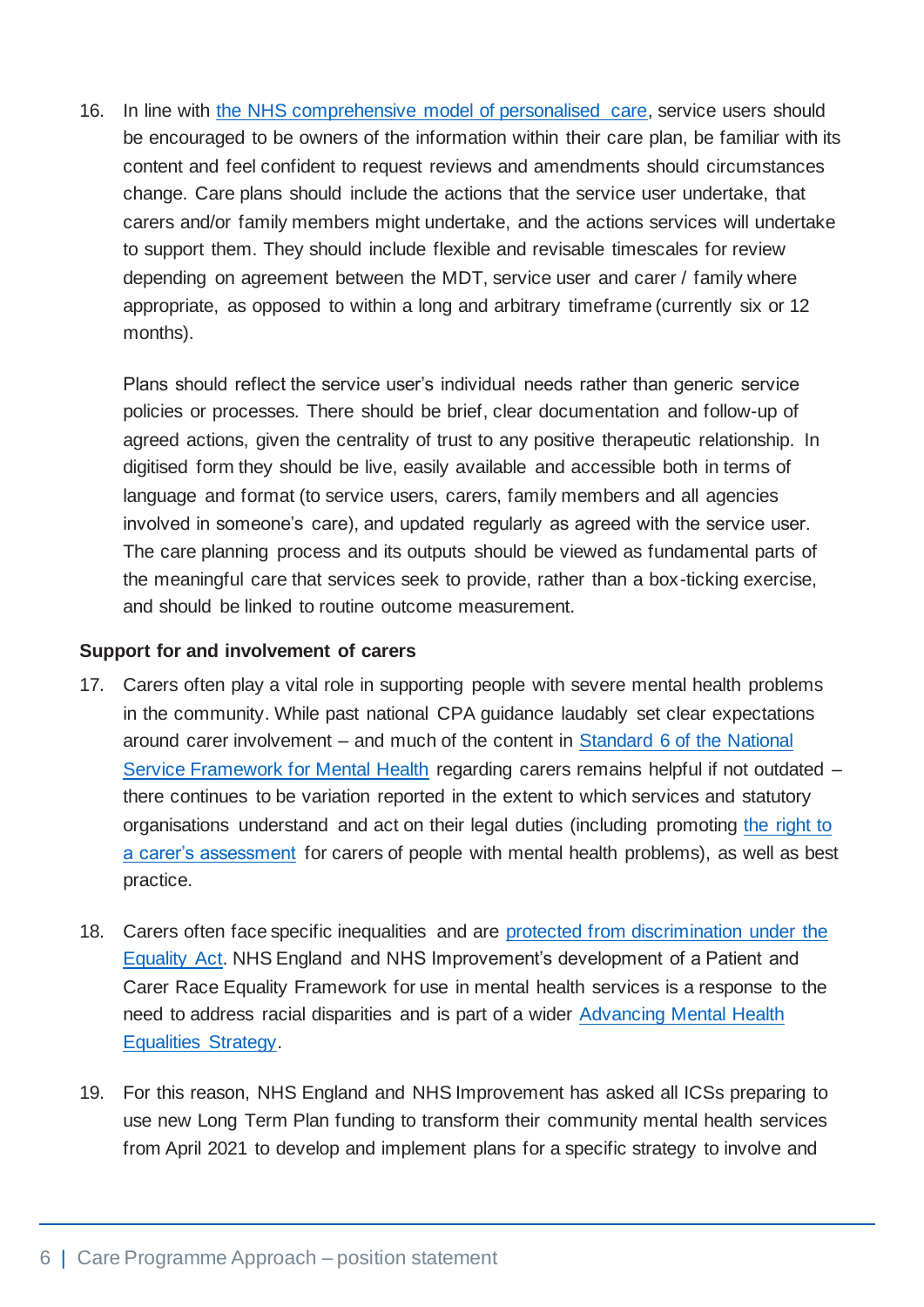16. In line with the NHS comprehensive model of personalised care, service users should be encouraged to be owners of the information within their care plan, be familiar with its content and feel confident to request reviews and amendments should circumstances change. Care plans should include the actions that the service user undertake, that carers and/or family members might undertake, and the actions services will undertake to support them. They should include flexible and revisable timescales for review depending on agreement between the MDT, service user and carer / family where appropriate, as opposed to within a long and arbitrary timeframe (currently six or 12 months).

    Plans should reflect the service user's individual needs rather than generic service policies or processes. There should be brief, clear documentation and follow-up of agreed actions, given the centrality of trust to any positive therapeutic relationship. In digitised form they should be live, easily available and accessible both in terms of language and format (to service users, carers, family members and all agencies involved in someone's care), and updated regularly as agreed with the service user. The care planning process and its outputs should be viewed as fundamental parts of the meaningful care that services seek to provide, rather than a box-ticking exercise, and should be linked to routine outcome measurement.

**Support for and involvement of carers**

17. Carers often play a vital role in supporting people with severe mental health problems in the community. While past national CPA guidance laudably set clear expectations around carer involvement – and much of the content in Standard 6 of the National Service Framework for Mental Health regarding carers remains helpful if not outdated – there continues to be variation reported in the extent to which services and statutory organisations understand and act on their legal duties (including promoting the right to a carer's assessment for carers of people with mental health problems), as well as best practice.

18. Carers often face specific inequalities and are protected from discrimination under the Equality Act. NHS England and NHS Improvement's development of a Patient and Carer Race Equality Framework for use in mental health services is a response to the need to address racial disparities and is part of a wider Advancing Mental Health Equalities Strategy.

19. For this reason, NHS England and NHS Improvement has asked all ICSs preparing to use new Long Term Plan funding to transform their community mental health services from April 2021 to develop and implement plans for a specific strategy to involve and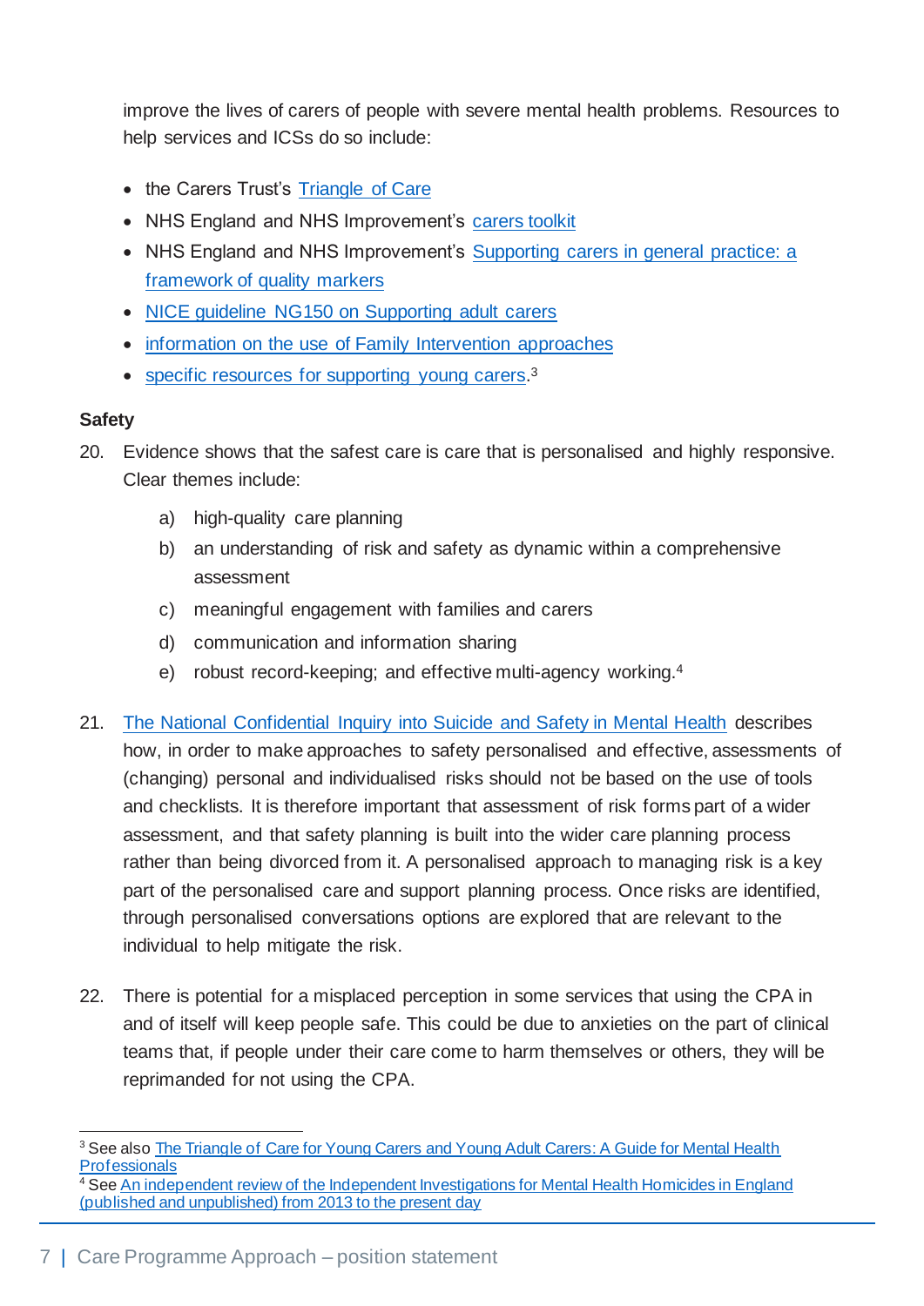improve the lives of carers of people with severe mental health problems. Resources to help services and ICSs do so include:

- the Carers Trust's [Triangle of Care]
- NHS England and NHS Improvement's [carers toolkit]
- NHS England and NHS Improvement's [Supporting carers in general practice: a framework of quality markers]
- [NICE guideline NG150 on Supporting adult carers]
- [information on the use of Family Intervention approaches]
- [specific resources for supporting young carers].[3]

**Safety**

20. Evidence shows that the safest care is care that is personalised and highly responsive. Clear themes include:

    a) high-quality care planning

    b) an understanding of risk and safety as dynamic within a comprehensive assessment

    c) meaningful engagement with families and carers

    d) communication and information sharing

    e) robust record-keeping; and effective multi-agency working.[4]

21. The National Confidential Inquiry into Suicide and Safety in Mental Health describes how, in order to make approaches to safety personalised and effective, assessments of (changing) personal and individualised risks should not be based on the use of tools and checklists. It is therefore important that assessment of risk forms part of a wider assessment, and that safety planning is built into the wider care planning process rather than being divorced from it. A personalised approach to managing risk is a key part of the personalised care and support planning process. Once risks are identified, through personalised conversations options are explored that are relevant to the individual to help mitigate the risk.

22. There is potential for a misplaced perception in some services that using the CPA in and of itself will keep people safe. This could be due to anxieties on the part of clinical teams that, if people under their care come to harm themselves or others, they will be reprimanded for not using the CPA.

---

[3] See also The Triangle of Care for Young Carers and Young Adult Carers: A Guide for Mental Health Professionals

[4] See An independent review of the Independent Investigations for Mental Health Homicides in England (published and unpublished) from 2013 to the present day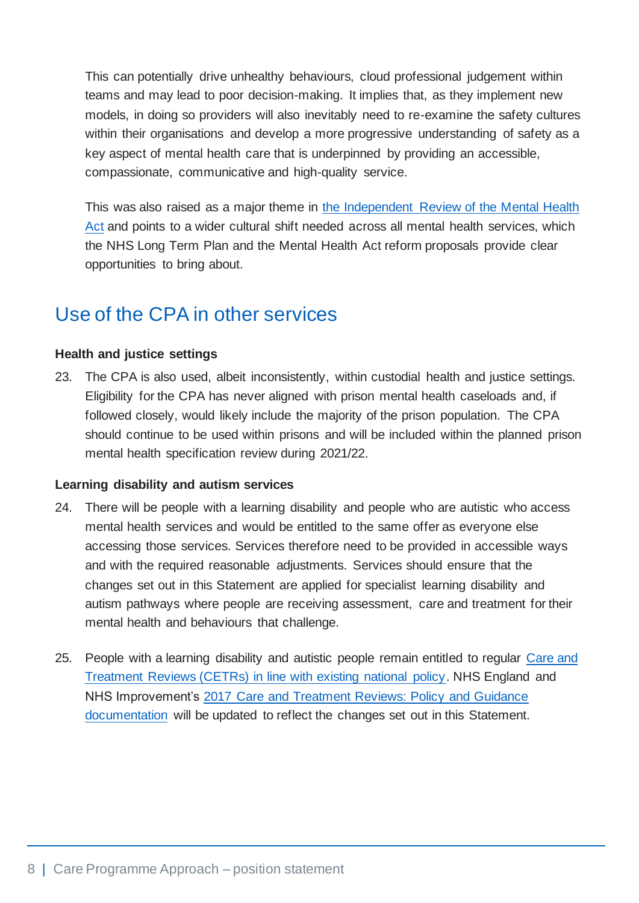This can potentially drive unhealthy behaviours, cloud professional judgement within teams and may lead to poor decision-making. It implies that, as they implement new models, in doing so providers will also inevitably need to re-examine the safety cultures within their organisations and develop a more progressive understanding of safety as a key aspect of mental health care that is underpinned by providing an accessible, compassionate, communicative and high-quality service.

This was also raised as a major theme in the Independent Review of the Mental Health Act and points to a wider cultural shift needed across all mental health services, which the NHS Long Term Plan and the Mental Health Act reform proposals provide clear opportunities to bring about.

## Use of the CPA in other services

**Health and justice settings**

23. The CPA is also used, albeit inconsistently, within custodial health and justice settings. Eligibility for the CPA has never aligned with prison mental health caseloads and, if followed closely, would likely include the majority of the prison population. The CPA should continue to be used within prisons and will be included within the planned prison mental health specification review during 2021/22.

**Learning disability and autism services**

24. There will be people with a learning disability and people who are autistic who access mental health services and would be entitled to the same offer as everyone else accessing those services. Services therefore need to be provided in accessible ways and with the required reasonable adjustments. Services should ensure that the changes set out in this Statement are applied for specialist learning disability and autism pathways where people are receiving assessment, care and treatment for their mental health and behaviours that challenge.

25. People with a learning disability and autistic people remain entitled to regular Care and Treatment Reviews (CETRs) in line with existing national policy. NHS England and NHS Improvement's 2017 Care and Treatment Reviews: Policy and Guidance documentation will be updated to reflect the changes set out in this Statement.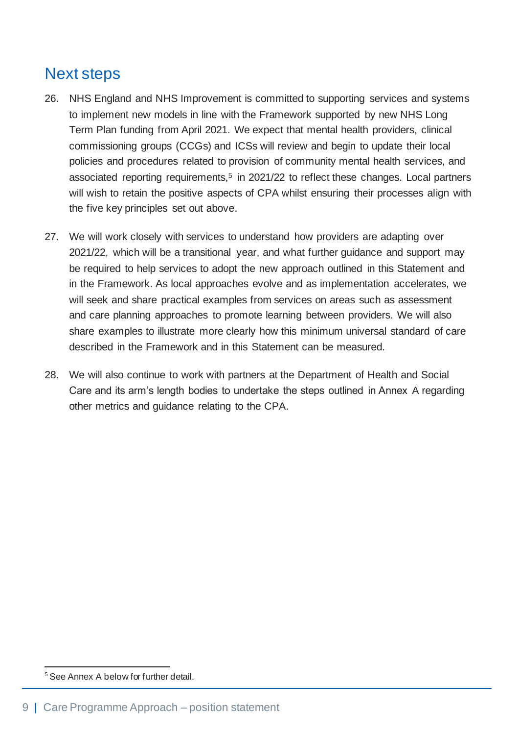## Next steps

26. NHS England and NHS Improvement is committed to supporting services and systems to implement new models in line with the Framework supported by new NHS Long Term Plan funding from April 2021. We expect that mental health providers, clinical commissioning groups (CCGs) and ICSs will review and begin to update their local policies and procedures related to provision of community mental health services, and associated reporting requirements,[5] in 2021/22 to reflect these changes. Local partners will wish to retain the positive aspects of CPA whilst ensuring their processes align with the five key principles set out above.

27. We will work closely with services to understand how providers are adapting over 2021/22, which will be a transitional year, and what further guidance and support may be required to help services to adopt the new approach outlined in this Statement and in the Framework. As local approaches evolve and as implementation accelerates, we will seek and share practical examples from services on areas such as assessment and care planning approaches to promote learning between providers. We will also share examples to illustrate more clearly how this minimum universal standard of care described in the Framework and in this Statement can be measured.

28. We will also continue to work with partners at the Department of Health and Social Care and its arm's length bodies to undertake the steps outlined in Annex A regarding other metrics and guidance relating to the CPA.

[5] See Annex A below for further detail.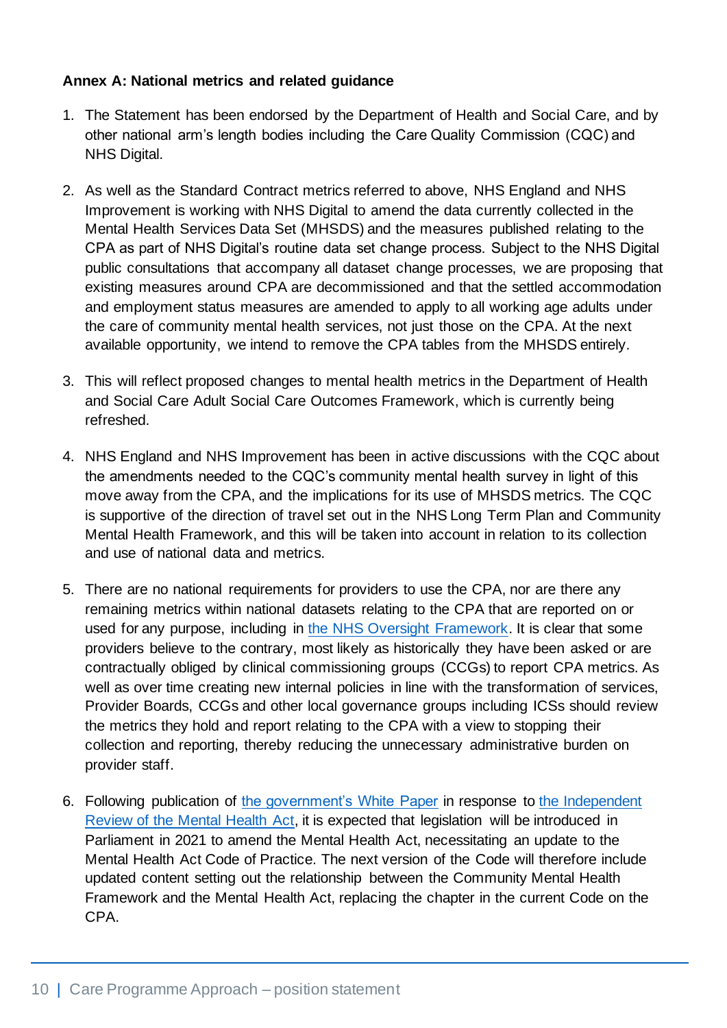**Annex A: National metrics and related guidance**

1. The Statement has been endorsed by the Department of Health and Social Care, and by other national arm's length bodies including the Care Quality Commission (CQC) and NHS Digital.

2. As well as the Standard Contract metrics referred to above, NHS England and NHS Improvement is working with NHS Digital to amend the data currently collected in the Mental Health Services Data Set (MHSDS) and the measures published relating to the CPA as part of NHS Digital's routine data set change process. Subject to the NHS Digital public consultations that accompany all dataset change processes, we are proposing that existing measures around CPA are decommissioned and that the settled accommodation and employment status measures are amended to apply to all working age adults under the care of community mental health services, not just those on the CPA. At the next available opportunity, we intend to remove the CPA tables from the MHSDS entirely.

3. This will reflect proposed changes to mental health metrics in the Department of Health and Social Care Adult Social Care Outcomes Framework, which is currently being refreshed.

4. NHS England and NHS Improvement has been in active discussions with the CQC about the amendments needed to the CQC's community mental health survey in light of this move away from the CPA, and the implications for its use of MHSDS metrics. The CQC is supportive of the direction of travel set out in the NHS Long Term Plan and Community Mental Health Framework, and this will be taken into account in relation to its collection and use of national data and metrics.

5. There are no national requirements for providers to use the CPA, nor are there any remaining metrics within national datasets relating to the CPA that are reported on or used for any purpose, including in the NHS Oversight Framework. It is clear that some providers believe to the contrary, most likely as historically they have been asked or are contractually obliged by clinical commissioning groups (CCGs) to report CPA metrics. As well as over time creating new internal policies in line with the transformation of services, Provider Boards, CCGs and other local governance groups including ICSs should review the metrics they hold and report relating to the CPA with a view to stopping their collection and reporting, thereby reducing the unnecessary administrative burden on provider staff.

6. Following publication of the government's White Paper in response to the Independent Review of the Mental Health Act, it is expected that legislation will be introduced in Parliament in 2021 to amend the Mental Health Act, necessitating an update to the Mental Health Act Code of Practice. The next version of the Code will therefore include updated content setting out the relationship between the Community Mental Health Framework and the Mental Health Act, replacing the chapter in the current Code on the CPA.